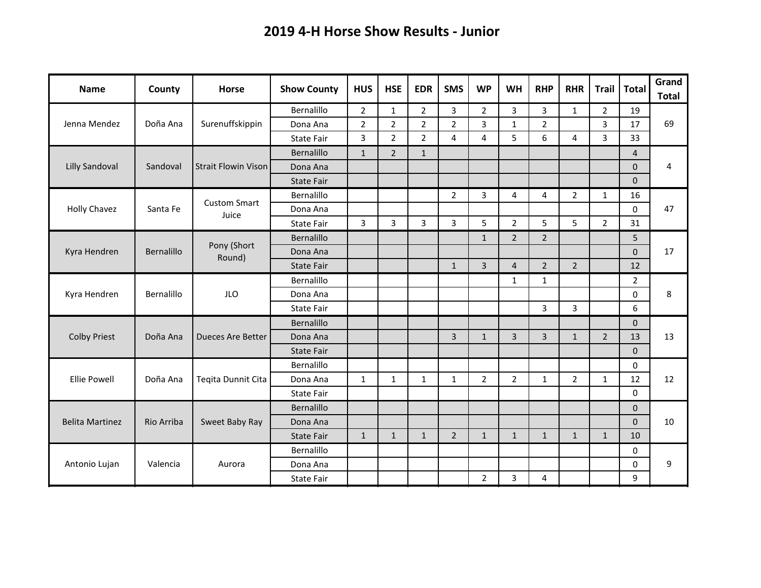# 2019 4-H Horse Show Results - Junior

| Name | County | Horse | Show County | HUS | HSE | EDR | SMS | WP | WH | RHP | RHR | Trail | Total | Grand Total |
|---|---|---|---|---|---|---|---|---|---|---|---|---|---|---|
| Jenna Mendez | Doña Ana | Surenuffskippin | Bernalillo | 2 | 1 | 2 | 3 | 2 | 3 | 3 | 1 | 2 | 19 | 69 |
| | | | Dona Ana | 2 | 2 | 2 | 2 | 3 | 1 | 2 | | 3 | 17 | |
| | | | State Fair | 3 | 2 | 2 | 4 | 4 | 5 | 6 | 4 | 3 | 33 | |
| Lilly Sandoval | Sandoval | Strait Flowin Vison | Bernalillo | 1 | 2 | 1 | | | | | | | 4 | 4 |
| | | | Dona Ana | | | | | | | | | | 0 | |
| | | | State Fair | | | | | | | | | | 0 | |
| Holly Chavez | Santa Fe | Custom Smart Juice | Bernalillo | | | | 2 | 3 | 4 | 4 | 2 | 1 | 16 | 47 |
| | | | Dona Ana | | | | | | | | | | 0 | |
| | | | State Fair | 3 | 3 | 3 | 3 | 5 | 2 | 5 | 5 | 2 | 31 | |
| Kyra Hendren | Bernalillo | Pony (Short Round) | Bernalillo | | | | | 1 | 2 | 2 | | | 5 | 17 |
| | | | Dona Ana | | | | | | | | | | 0 | |
| | | | State Fair | | | | 1 | 3 | 4 | 2 | 2 | | 12 | |
| Kyra Hendren | Bernalillo | JLO | Bernalillo | | | | | | 1 | 1 | | | 2 | 8 |
| | | | Dona Ana | | | | | | | | | | 0 | |
| | | | State Fair | | | | | | | 3 | 3 | | 6 | |
| Colby Priest | Doña Ana | Dueces Are Better | Bernalillo | | | | | | | | | | 0 | 13 |
| | | | Dona Ana | | | | 3 | 1 | 3 | 3 | 1 | 2 | 13 | |
| | | | State Fair | | | | | | | | | | 0 | |
| Ellie Powell | Doña Ana | Teqita Dunnit Cita | Bernalillo | | | | | | | | | | 0 | 12 |
| | | | Dona Ana | 1 | 1 | 1 | 1 | 2 | 2 | 1 | 2 | 1 | 12 | |
| | | | State Fair | | | | | | | | | | 0 | |
| Belita Martinez | Rio Arriba | Sweet Baby Ray | Bernalillo | | | | | | | | | | 0 | 10 |
| | | | Dona Ana | | | | | | | | | | 0 | |
| | | | State Fair | 1 | 1 | 1 | 2 | 1 | 1 | 1 | 1 | 1 | 10 | |
| Antonio Lujan | Valencia | Aurora | Bernalillo | | | | | | | | | | 0 | 9 |
| | | | Dona Ana | | | | | | | | | | 0 | |
| | | | State Fair | | | | | 2 | 3 | 4 | | | 9 | |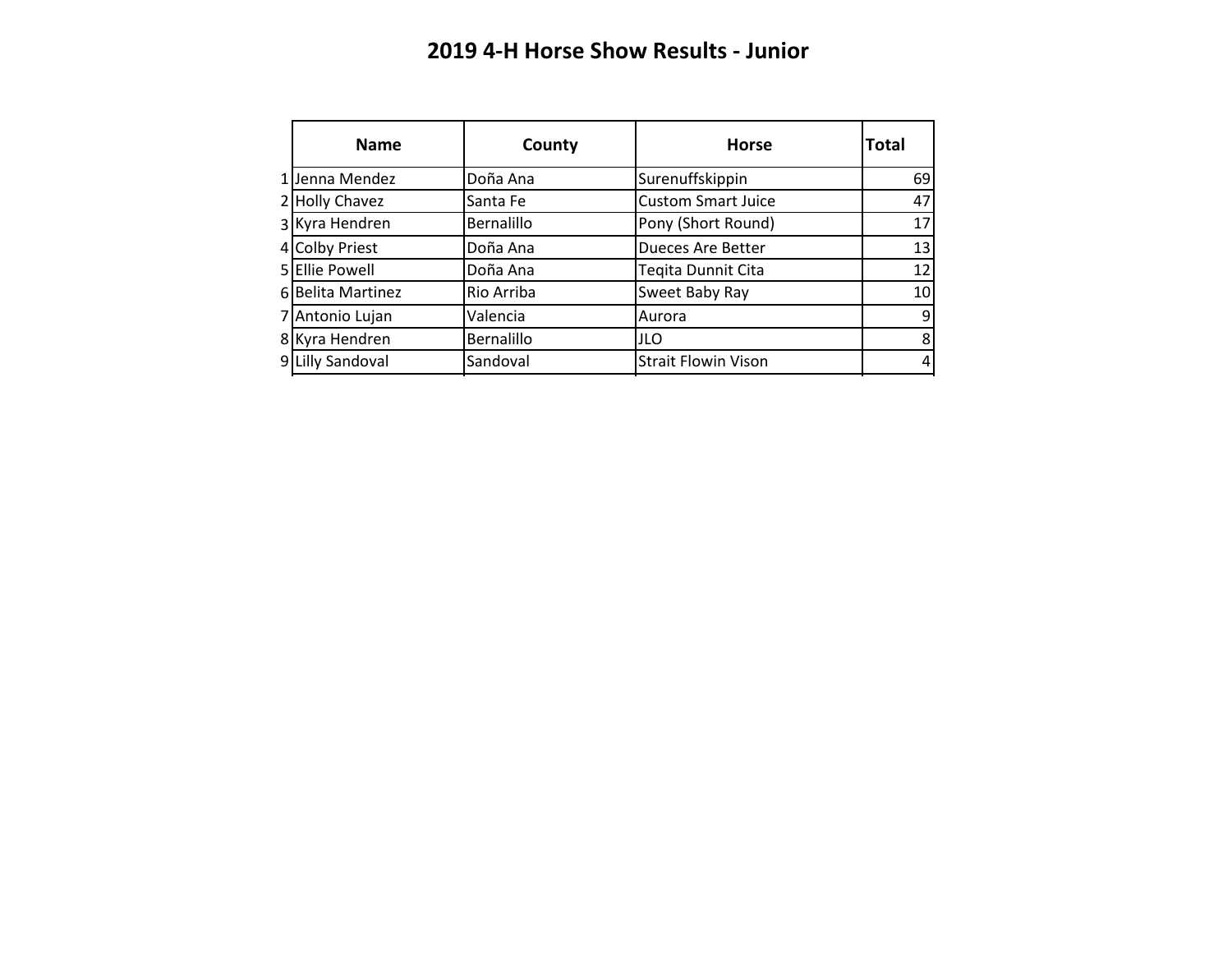# 2019 4-H Horse Show Results - Junior

| | Name | County | Horse | Total |
|---|---|---|---|---|
| 1 | Jenna Mendez | Doña Ana | Surenuffskippin | 69 |
| 2 | Holly Chavez | Santa Fe | Custom Smart Juice | 47 |
| 3 | Kyra Hendren | Bernalillo | Pony (Short Round) | 17 |
| 4 | Colby Priest | Doña Ana | Dueces Are Better | 13 |
| 5 | Ellie Powell | Doña Ana | Teqita Dunnit Cita | 12 |
| 6 | Belita Martinez | Rio Arriba | Sweet Baby Ray | 10 |
| 7 | Antonio Lujan | Valencia | Aurora | 9 |
| 8 | Kyra Hendren | Bernalillo | JLO | 8 |
| 9 | Lilly Sandoval | Sandoval | Strait Flowin Vison | 4 |